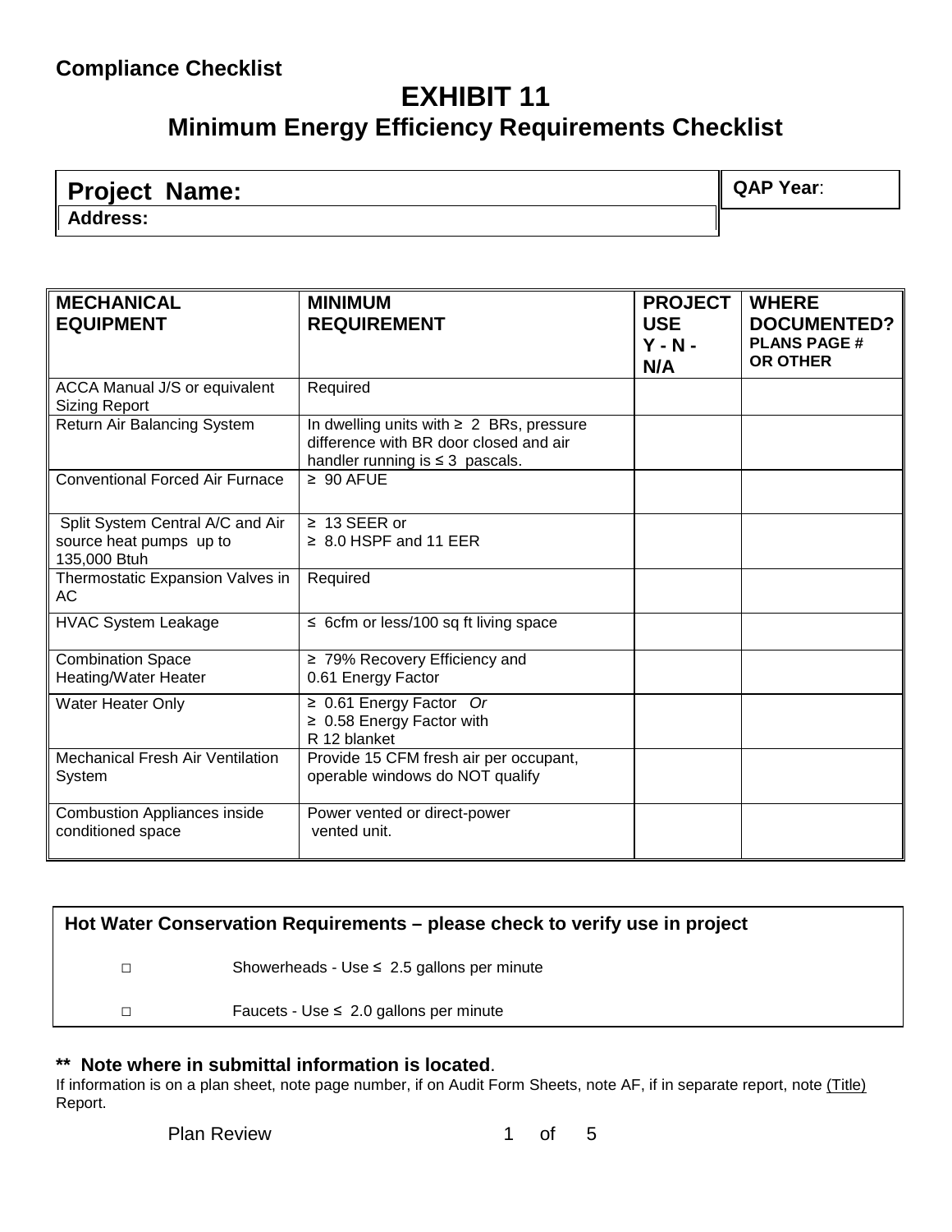**Compliance Checklist**

# EXHIBIT 11
## Minimum Energy Efficiency Requirements Checklist

| **Project Name:** | **QAP Year**: |
|---|---|
| **Address:** | |

| MECHANICAL EQUIPMENT | MINIMUM REQUIREMENT | PROJECT USE Y - N - N/A | WHERE DOCUMENTED? PLANS PAGE # OR OTHER |
|---|---|---|---|
| ACCA Manual J/S or equivalent Sizing Report | Required | | |
| Return Air Balancing System | In dwelling units with ≥ 2 BRs, pressure difference with BR door closed and air handler running is ≤ 3 pascals. | | |
| Conventional Forced Air Furnace | ≥ 90 AFUE | | |
| Split System Central A/C and Air source heat pumps up to 135,000 Btuh | ≥ 13 SEER or ≥ 8.0 HSPF and 11 EER | | |
| Thermostatic Expansion Valves in AC | Required | | |
| HVAC System Leakage | ≤ 6cfm or less/100 sq ft living space | | |
| Combination Space Heating/Water Heater | ≥ 79% Recovery Efficiency and 0.61 Energy Factor | | |
| Water Heater Only | ≥ 0.61 Energy Factor *Or* ≥ 0.58 Energy Factor with R 12 blanket | | |
| Mechanical Fresh Air Ventilation System | Provide 15 CFM fresh air per occupant, operable windows do NOT qualify | | |
| Combustion Appliances inside conditioned space | Power vented or direct-power vented unit. | | |

**Hot Water Conservation Requirements – please check to verify use in project**

- ☐ Showerheads - Use ≤ 2.5 gallons per minute
- ☐ Faucets - Use ≤ 2.0 gallons per minute

**\*\* Note where in submittal information is located**.
If information is on a plan sheet, note page number, if on Audit Form Sheets, note AF, if in separate report, note (Title) Report.

Plan Review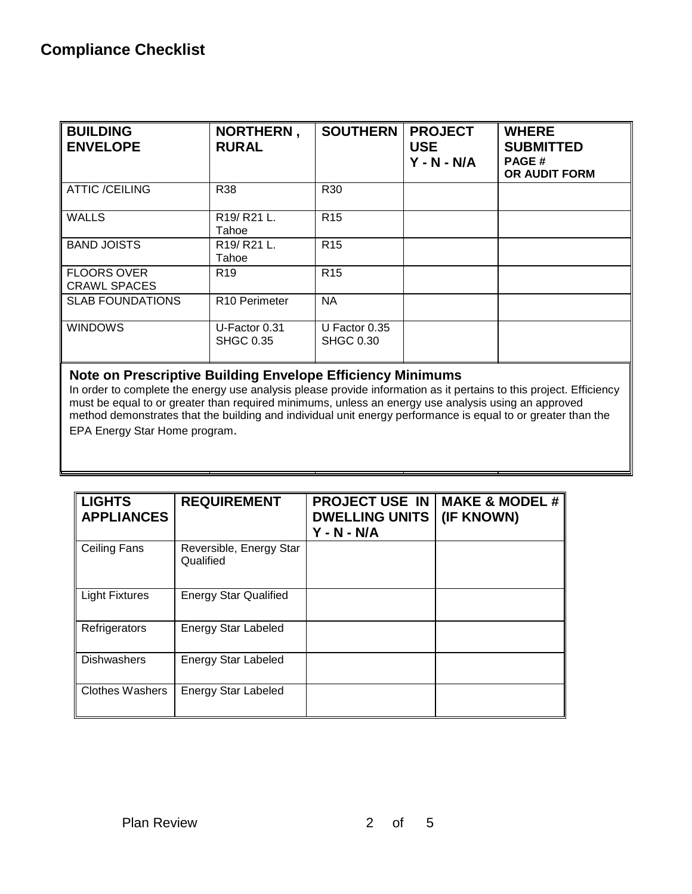## Compliance Checklist

| BUILDING ENVELOPE | NORTHERN , RURAL | SOUTHERN | PROJECT USE Y - N - N/A | WHERE SUBMITTED PAGE # OR AUDIT FORM |
|---|---|---|---|---|
| ATTIC /CEILING | R38 | R30 | | |
| WALLS | R19/ R21 L. Tahoe | R15 | | |
| BAND JOISTS | R19/ R21 L. Tahoe | R15 | | |
| FLOORS OVER CRAWL SPACES | R19 | R15 | | |
| SLAB FOUNDATIONS | R10 Perimeter | NA | | |
| WINDOWS | U-Factor 0.31 SHGC 0.35 | U Factor 0.35 SHGC 0.30 | | |

**Note on Prescriptive Building Envelope Efficiency Minimums**

In order to complete the energy use analysis please provide information as it pertains to this project. Efficiency must be equal to or greater than required minimums, unless an energy use analysis using an approved method demonstrates that the building and individual unit energy performance is equal to or greater than the EPA Energy Star Home program.

| LIGHTS APPLIANCES | REQUIREMENT | PROJECT USE IN DWELLING UNITS Y - N - N/A | MAKE & MODEL # (IF KNOWN) |
|---|---|---|---|
| Ceiling Fans | Reversible, Energy Star Qualified | | |
| Light Fixtures | Energy Star Qualified | | |
| Refrigerators | Energy Star Labeled | | |
| Dishwashers | Energy Star Labeled | | |
| Clothes Washers | Energy Star Labeled | | |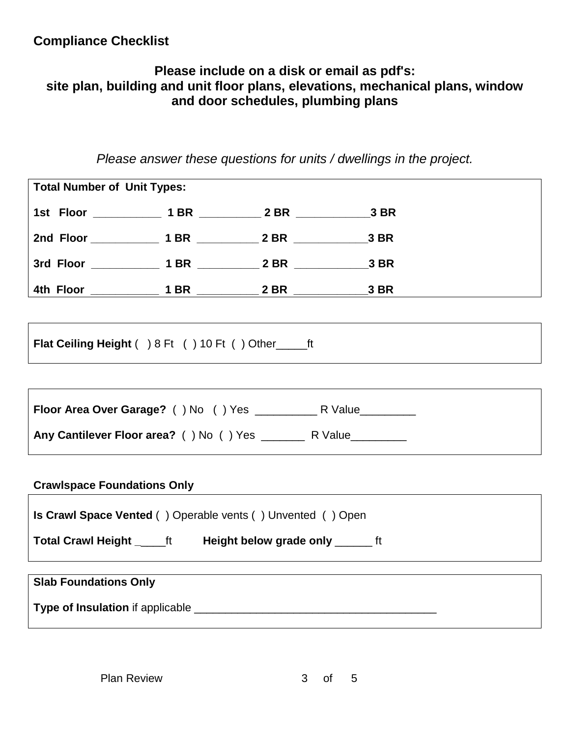**Compliance Checklist**

**Please include on a disk or email as pdf's:**
**site plan, building and unit floor plans, elevations, mechanical plans, window and door schedules, plumbing plans**

*Please answer these questions for units / dwellings in the project.*

**Total Number of Unit Types:**

**1st Floor** ___________ **1 BR** __________ **2 BR** ____________**3 BR**

**2nd Floor** ___________ **1 BR** __________ **2 BR** ____________**3 BR**

**3rd Floor** ___________ **1 BR** __________ **2 BR** ____________**3 BR**

**4th Floor** ___________ **1 BR** __________ **2 BR** ____________**3 BR**

**Flat Ceiling Height** ( ) 8 Ft ( ) 10 Ft ( ) Other_____ft

**Floor Area Over Garage?** ( ) No ( ) Yes __________ R Value_________

**Any Cantilever Floor area?** ( ) No ( ) Yes _______ R Value_________

**Crawlspace Foundations Only**

**Is Crawl Space Vented** ( ) Operable vents ( ) Unvented ( ) Open

**Total Crawl Height** _____ft **Height below grade only** ______ ft

**Slab Foundations Only**

**Type of Insulation** if applicable ________________________________________

Plan Review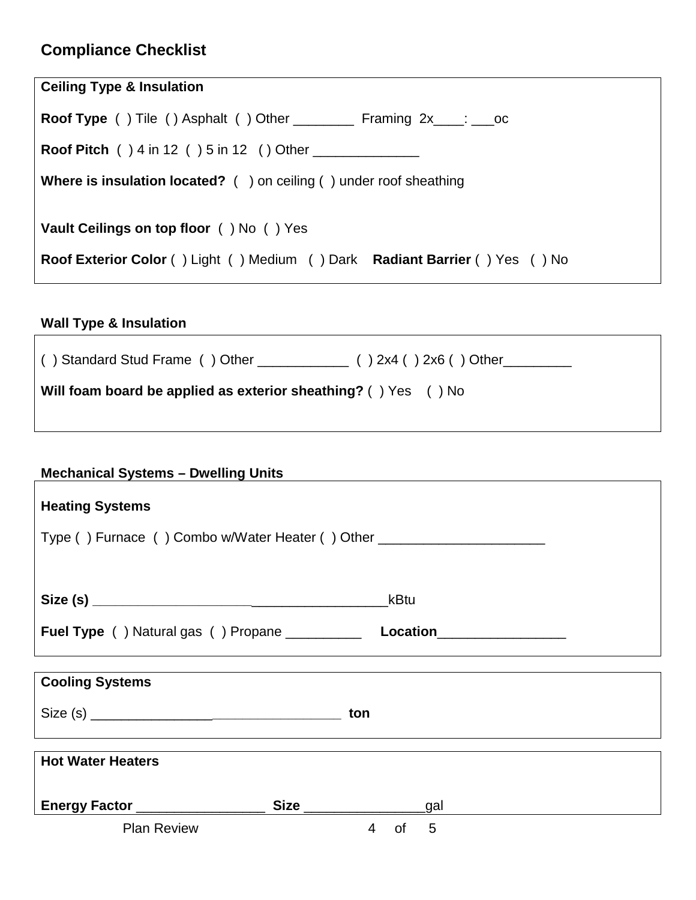## Compliance Checklist

### Ceiling Type & Insulation

**Roof Type** ( ) Tile ( ) Asphalt ( ) Other ________ Framing 2x____: ___oc

**Roof Pitch** ( ) 4 in 12 ( ) 5 in 12 ( ) Other ______________

**Where is insulation located?** ( ) on ceiling ( ) under roof sheathing

**Vault Ceilings on top floor** ( ) No ( ) Yes

**Roof Exterior Color** ( ) Light ( ) Medium ( ) Dark **Radiant Barrier** ( ) Yes ( ) No

### Wall Type & Insulation

( ) Standard Stud Frame ( ) Other ____________ ( ) 2x4 ( ) 2x6 ( ) Other_________

**Will foam board be applied as exterior sheathing?** ( ) Yes ( ) No

### Mechanical Systems – Dwelling Units

**Heating Systems**

Type ( ) Furnace ( ) Combo w/Water Heater ( ) Other ______________________

**Size (s)** ______________________________________kBtu

**Fuel Type** ( ) Natural gas ( ) Propane __________ **Location**_________________

**Cooling Systems**

Size (s) __________________________________ **ton**

**Hot Water Heaters**

**Energy Factor** _________________ **Size** ________________gal

Plan Review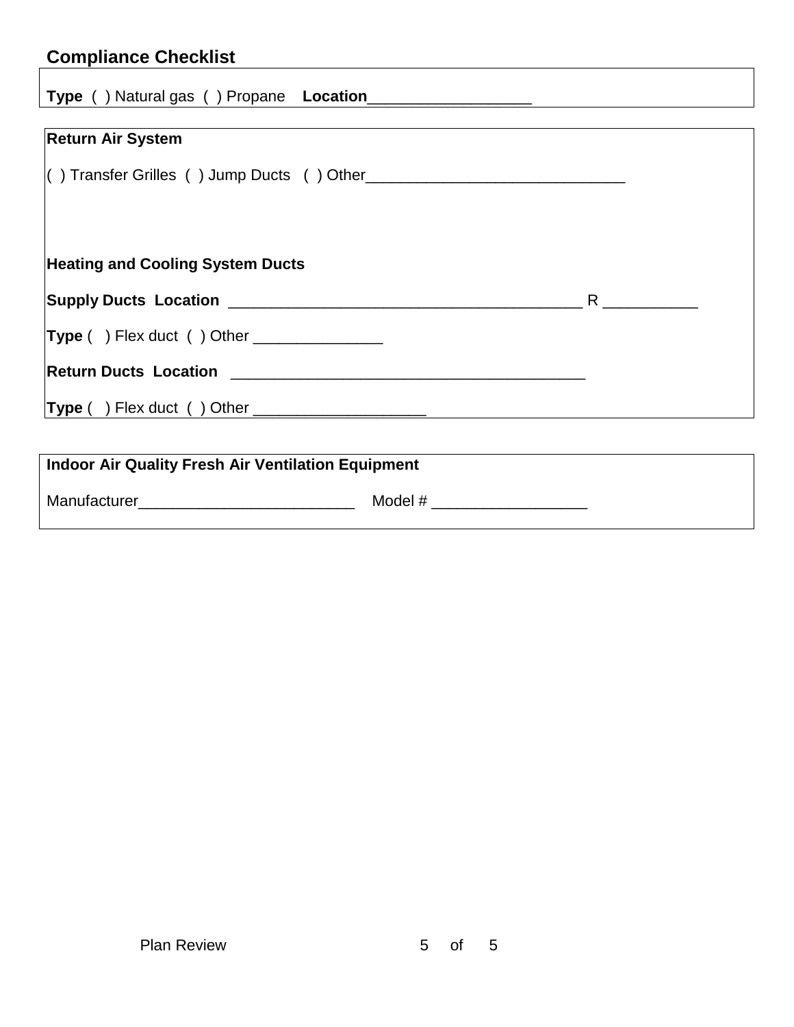## Compliance Checklist

**Type** ( ) Natural gas ( ) Propane **Location**___________________

**Return Air System**

( ) Transfer Grilles ( ) Jump Ducts ( ) Other______________________________

**Heating and Cooling System Ducts**

**Supply Ducts Location** _________________________________________ R ___________

**Type** ( ) Flex duct ( ) Other _______________

**Return Ducts Location** _________________________________________

**Type** ( ) Flex duct ( ) Other ____________________

**Indoor Air Quality Fresh Air Ventilation Equipment**

Manufacturer_________________________ Model # __________________

Plan Review